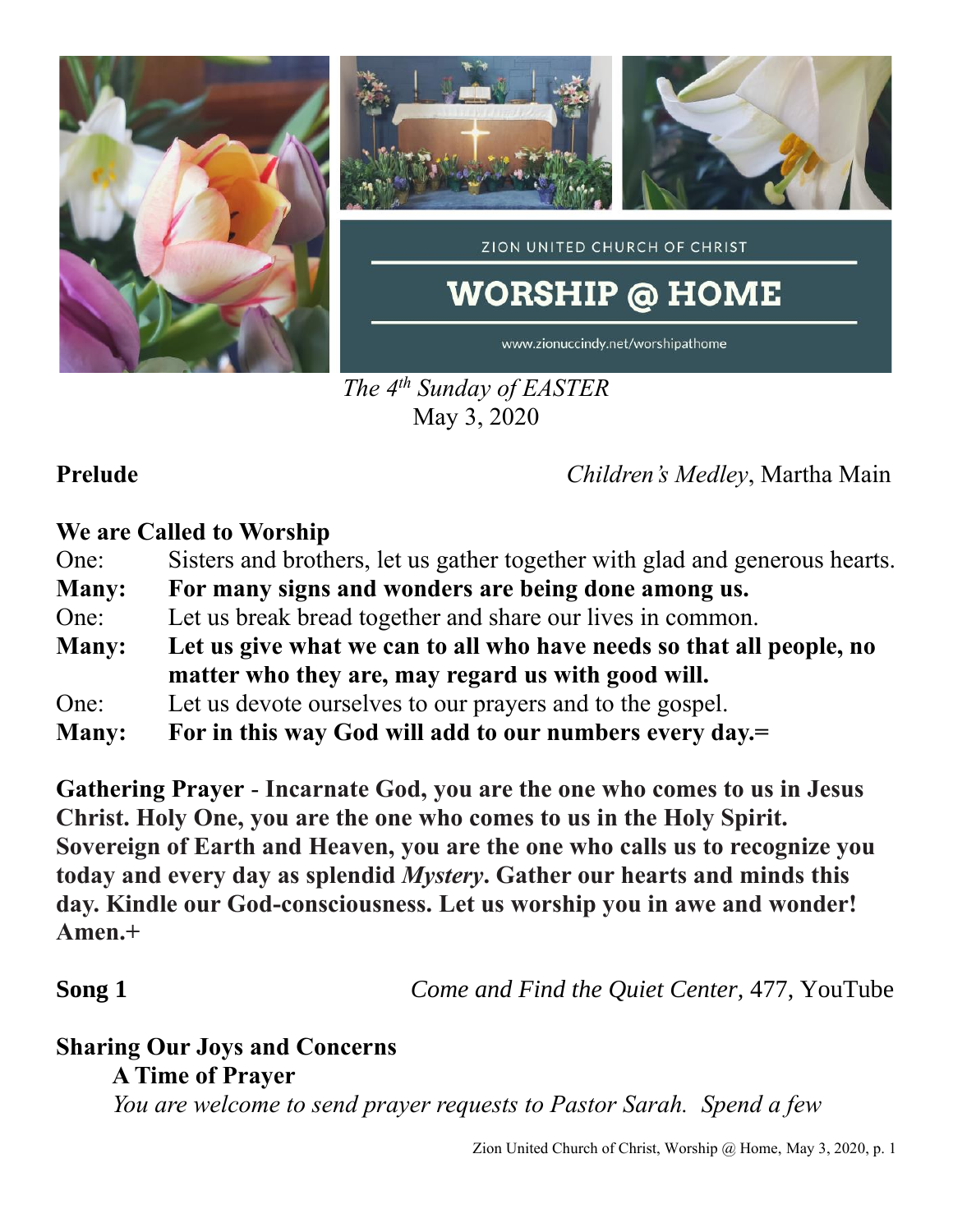ZION UNITED CHURCH OF CHRIST

# WORSHIP @ HOME

www.zionuccindy.net/worshipathome

*The 4th Sunday of EASTER*
May 3, 2020

**Prelude** *Children's Medley*, Martha Main

**We are Called to Worship**

One: Sisters and brothers, let us gather together with glad and generous hearts.
**Many: For many signs and wonders are being done among us.**
One: Let us break bread together and share our lives in common.
**Many: Let us give what we can to all who have needs so that all people, no matter who they are, may regard us with good will.**
One: Let us devote ourselves to our prayers and to the gospel.
**Many: For in this way God will add to our numbers every day.=**

**Gathering Prayer - Incarnate God, you are the one who comes to us in Jesus Christ. Holy One, you are the one who comes to us in the Holy Spirit. Sovereign of Earth and Heaven, you are the one who calls us to recognize you today and every day as splendid *Mystery*. Gather our hearts and minds this day. Kindle our God-consciousness. Let us worship you in awe and wonder! Amen.+**

**Song 1** *Come and Find the Quiet Center,* 477, YouTube

**Sharing Our Joys and Concerns**

**A Time of Prayer**

*You are welcome to send prayer requests to Pastor Sarah. Spend a few*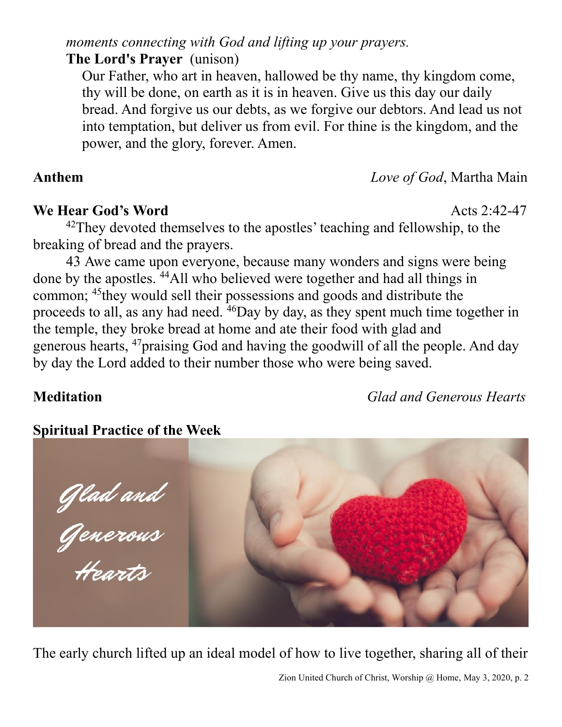*moments connecting with God and lifting up your prayers.*

**The Lord's Prayer** (unison)

Our Father, who art in heaven, hallowed be thy name, thy kingdom come, thy will be done, on earth as it is in heaven. Give us this day our daily bread. And forgive us our debts, as we forgive our debtors. And lead us not into temptation, but deliver us from evil. For thine is the kingdom, and the power, and the glory, forever. Amen.

**Anthem** *Love of God*, Martha Main

**We Hear God's Word** Acts 2:42-47

[42]They devoted themselves to the apostles' teaching and fellowship, to the breaking of bread and the prayers.

43 Awe came upon everyone, because many wonders and signs were being done by the apostles. [44]All who believed were together and had all things in common; [45]they would sell their possessions and goods and distribute the proceeds to all, as any had need. [46]Day by day, as they spent much time together in the temple, they broke bread at home and ate their food with glad and generous hearts, [47]praising God and having the goodwill of all the people. And day by day the Lord added to their number those who were being saved.

**Meditation** *Glad and Generous Hearts*

**Spiritual Practice of the Week**

Glad and Generous Hearts

The early church lifted up an ideal model of how to live together, sharing all of their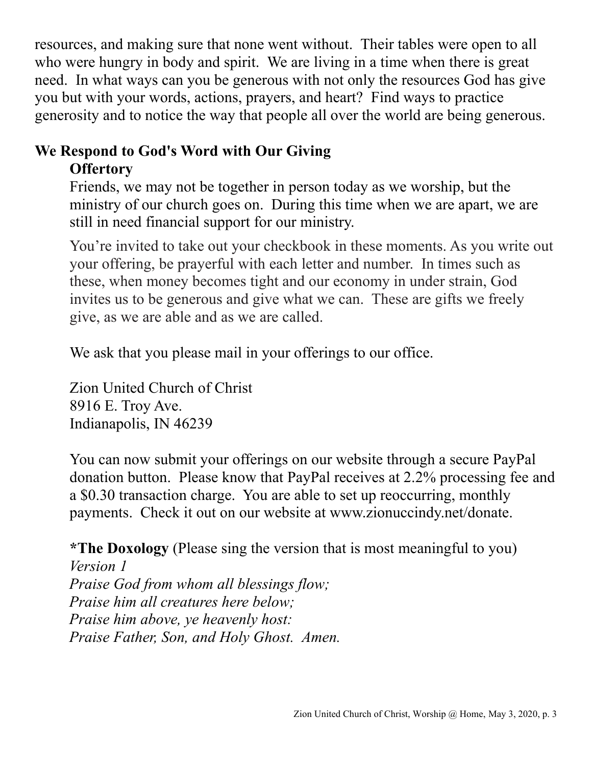resources, and making sure that none went without. Their tables were open to all who were hungry in body and spirit. We are living in a time when there is great need. In what ways can you be generous with not only the resources God has give you but with your words, actions, prayers, and heart? Find ways to practice generosity and to notice the way that people all over the world are being generous.

**We Respond to God's Word with Our Giving**

**Offertory**

Friends, we may not be together in person today as we worship, but the ministry of our church goes on. During this time when we are apart, we are still in need financial support for our ministry.

You're invited to take out your checkbook in these moments. As you write out your offering, be prayerful with each letter and number. In times such as these, when money becomes tight and our economy in under strain, God invites us to be generous and give what we can. These are gifts we freely give, as we are able and as we are called.

We ask that you please mail in your offerings to our office.

Zion United Church of Christ
8916 E. Troy Ave.
Indianapolis, IN 46239

You can now submit your offerings on our website through a secure PayPal donation button. Please know that PayPal receives at 2.2% processing fee and a $0.30 transaction charge. You are able to set up reoccurring, monthly payments. Check it out on our website at www.zionuccindy.net/donate.

***The Doxology** (Please sing the version that is most meaningful to you)

*Version 1*
*Praise God from whom all blessings flow;*
*Praise him all creatures here below;*
*Praise him above, ye heavenly host:*
*Praise Father, Son, and Holy Ghost. Amen.*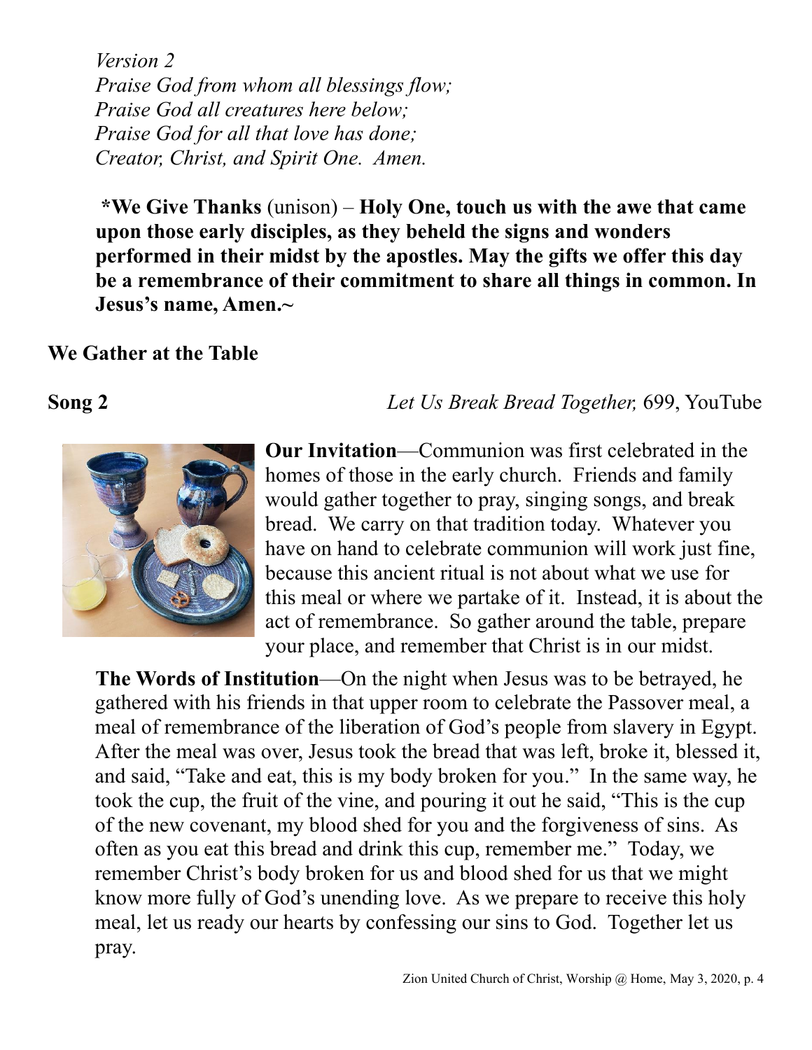*Version 2*
*Praise God from whom all blessings flow;*
*Praise God all creatures here below;*
*Praise God for all that love has done;*
*Creator, Christ, and Spirit One. Amen.*

**\*We Give Thanks** (unison) – **Holy One, touch us with the awe that came upon those early disciples, as they beheld the signs and wonders performed in their midst by the apostles. May the gifts we offer this day be a remembrance of their commitment to share all things in common. In Jesus's name, Amen.~**

**We Gather at the Table**

**Song 2** *Let Us Break Bread Together,* 699, YouTube

**Our Invitation**—Communion was first celebrated in the homes of those in the early church. Friends and family would gather together to pray, singing songs, and break bread. We carry on that tradition today. Whatever you have on hand to celebrate communion will work just fine, because this ancient ritual is not about what we use for this meal or where we partake of it. Instead, it is about the act of remembrance. So gather around the table, prepare your place, and remember that Christ is in our midst.

**The Words of Institution**—On the night when Jesus was to be betrayed, he gathered with his friends in that upper room to celebrate the Passover meal, a meal of remembrance of the liberation of God's people from slavery in Egypt. After the meal was over, Jesus took the bread that was left, broke it, blessed it, and said, "Take and eat, this is my body broken for you." In the same way, he took the cup, the fruit of the vine, and pouring it out he said, "This is the cup of the new covenant, my blood shed for you and the forgiveness of sins. As often as you eat this bread and drink this cup, remember me." Today, we remember Christ's body broken for us and blood shed for us that we might know more fully of God's unending love. As we prepare to receive this holy meal, let us ready our hearts by confessing our sins to God. Together let us pray.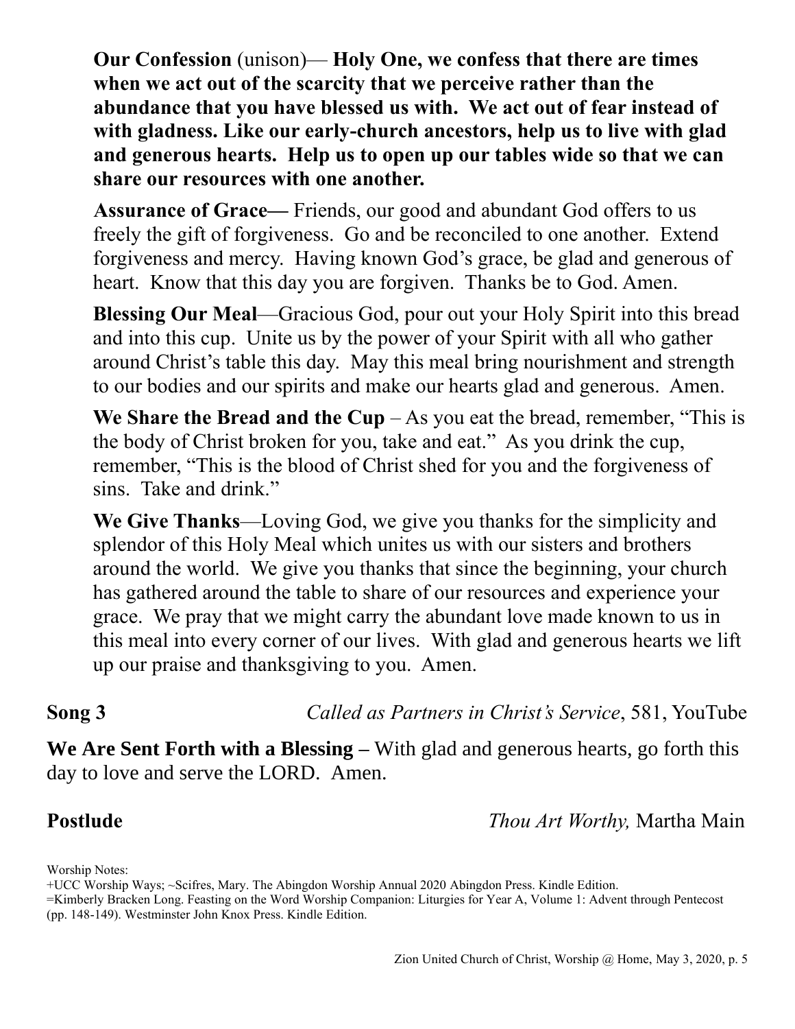**Our Confession** (unison)— **Holy One, we confess that there are times when we act out of the scarcity that we perceive rather than the abundance that you have blessed us with. We act out of fear instead of with gladness. Like our early-church ancestors, help us to live with glad and generous hearts. Help us to open up our tables wide so that we can share our resources with one another.**

**Assurance of Grace—** Friends, our good and abundant God offers to us freely the gift of forgiveness. Go and be reconciled to one another. Extend forgiveness and mercy. Having known God's grace, be glad and generous of heart. Know that this day you are forgiven. Thanks be to God. Amen.

**Blessing Our Meal**—Gracious God, pour out your Holy Spirit into this bread and into this cup. Unite us by the power of your Spirit with all who gather around Christ's table this day. May this meal bring nourishment and strength to our bodies and our spirits and make our hearts glad and generous. Amen.

**We Share the Bread and the Cup** – As you eat the bread, remember, "This is the body of Christ broken for you, take and eat." As you drink the cup, remember, "This is the blood of Christ shed for you and the forgiveness of sins. Take and drink."

**We Give Thanks**—Loving God, we give you thanks for the simplicity and splendor of this Holy Meal which unites us with our sisters and brothers around the world. We give you thanks that since the beginning, your church has gathered around the table to share of our resources and experience your grace. We pray that we might carry the abundant love made known to us in this meal into every corner of our lives. With glad and generous hearts we lift up our praise and thanksgiving to you. Amen.

**Song 3** *Called as Partners in Christ's Service*, 581, YouTube

**We Are Sent Forth with a Blessing –** With glad and generous hearts, go forth this day to love and serve the LORD. Amen.

**Postlude** *Thou Art Worthy,* Martha Main

Worship Notes:
+UCC Worship Ways; ~Scifres, Mary. The Abingdon Worship Annual 2020 Abingdon Press. Kindle Edition.
=Kimberly Bracken Long. Feasting on the Word Worship Companion: Liturgies for Year A, Volume 1: Advent through Pentecost (pp. 148-149). Westminster John Knox Press. Kindle Edition.